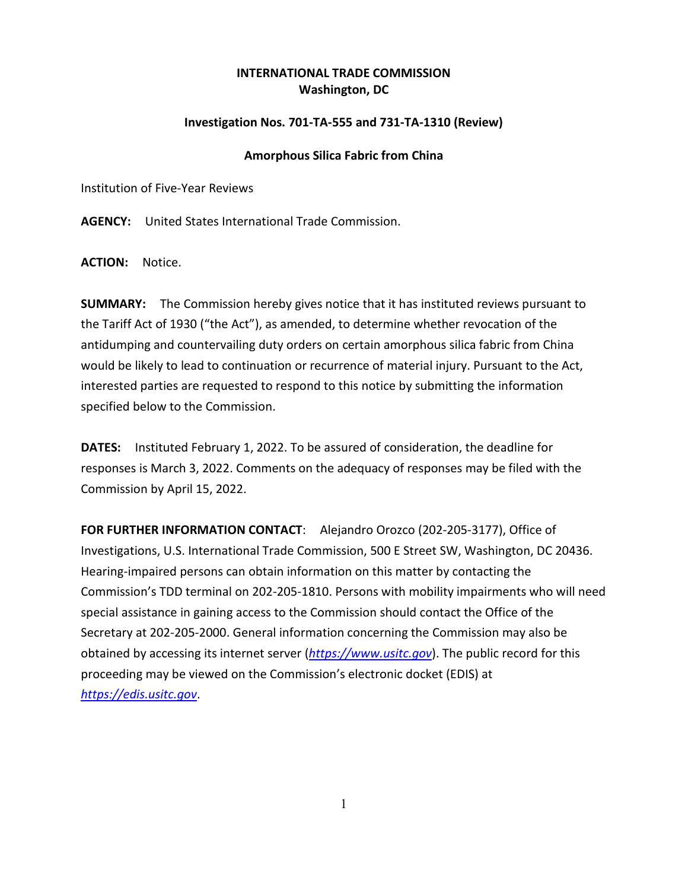**INTERNATIONAL TRADE COMMISSION**
**Washington, DC**

**Investigation Nos. 701-TA-555 and 731-TA-1310 (Review)**

**Amorphous Silica Fabric from China**

Institution of Five-Year Reviews

**AGENCY:** United States International Trade Commission.

**ACTION:** Notice.

**SUMMARY:** The Commission hereby gives notice that it has instituted reviews pursuant to the Tariff Act of 1930 ("the Act"), as amended, to determine whether revocation of the antidumping and countervailing duty orders on certain amorphous silica fabric from China would be likely to lead to continuation or recurrence of material injury. Pursuant to the Act, interested parties are requested to respond to this notice by submitting the information specified below to the Commission.

**DATES:** Instituted February 1, 2022. To be assured of consideration, the deadline for responses is March 3, 2022. Comments on the adequacy of responses may be filed with the Commission by April 15, 2022.

**FOR FURTHER INFORMATION CONTACT**: Alejandro Orozco (202-205-3177), Office of Investigations, U.S. International Trade Commission, 500 E Street SW, Washington, DC 20436. Hearing-impaired persons can obtain information on this matter by contacting the Commission's TDD terminal on 202-205-1810. Persons with mobility impairments who will need special assistance in gaining access to the Commission should contact the Office of the Secretary at 202-205-2000. General information concerning the Commission may also be obtained by accessing its internet server (*https://www.usitc.gov*). The public record for this proceeding may be viewed on the Commission's electronic docket (EDIS) at *https://edis.usitc.gov*.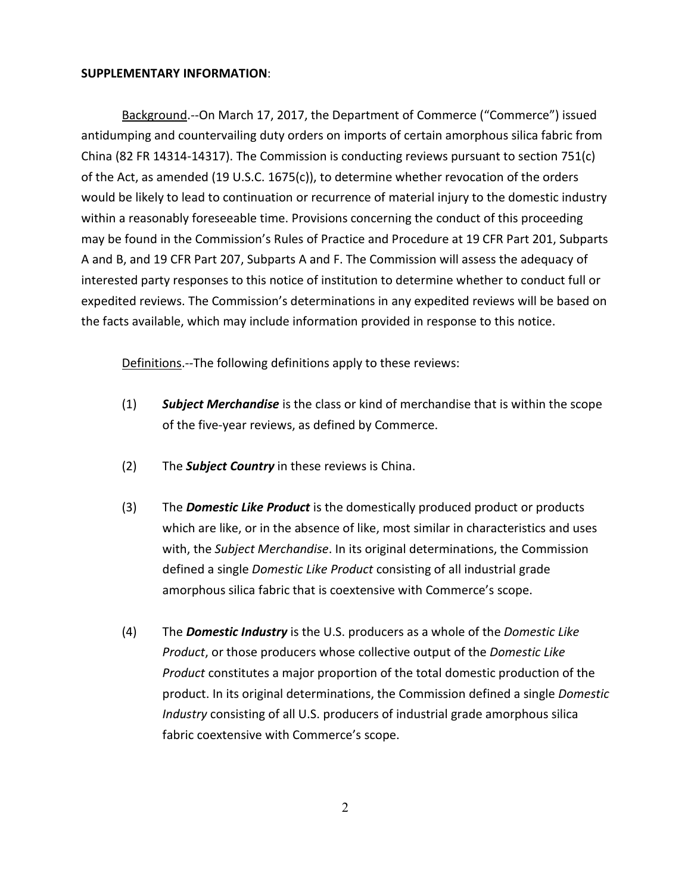**SUPPLEMENTARY INFORMATION**:

Background.--On March 17, 2017, the Department of Commerce ("Commerce") issued antidumping and countervailing duty orders on imports of certain amorphous silica fabric from China (82 FR 14314-14317). The Commission is conducting reviews pursuant to section 751(c) of the Act, as amended (19 U.S.C. 1675(c)), to determine whether revocation of the orders would be likely to lead to continuation or recurrence of material injury to the domestic industry within a reasonably foreseeable time. Provisions concerning the conduct of this proceeding may be found in the Commission's Rules of Practice and Procedure at 19 CFR Part 201, Subparts A and B, and 19 CFR Part 207, Subparts A and F. The Commission will assess the adequacy of interested party responses to this notice of institution to determine whether to conduct full or expedited reviews. The Commission's determinations in any expedited reviews will be based on the facts available, which may include information provided in response to this notice.

Definitions.--The following definitions apply to these reviews:

(1) ***Subject Merchandise*** is the class or kind of merchandise that is within the scope of the five-year reviews, as defined by Commerce.

(2) The ***Subject Country*** in these reviews is China.

(3) The ***Domestic Like Product*** is the domestically produced product or products which are like, or in the absence of like, most similar in characteristics and uses with, the *Subject Merchandise*. In its original determinations, the Commission defined a single *Domestic Like Product* consisting of all industrial grade amorphous silica fabric that is coextensive with Commerce's scope.

(4) The ***Domestic Industry*** is the U.S. producers as a whole of the *Domestic Like Product*, or those producers whose collective output of the *Domestic Like Product* constitutes a major proportion of the total domestic production of the product. In its original determinations, the Commission defined a single *Domestic Industry* consisting of all U.S. producers of industrial grade amorphous silica fabric coextensive with Commerce's scope.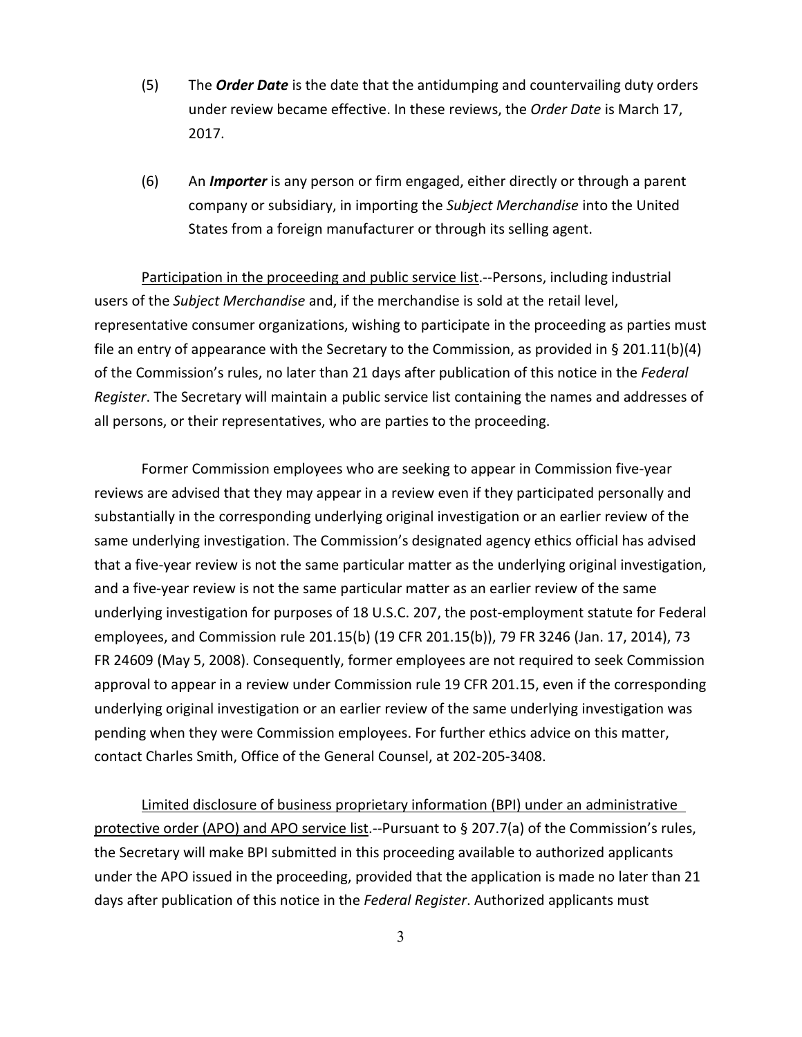(5) The ***Order Date*** is the date that the antidumping and countervailing duty orders under review became effective. In these reviews, the *Order Date* is March 17, 2017.

(6) An ***Importer*** is any person or firm engaged, either directly or through a parent company or subsidiary, in importing the *Subject Merchandise* into the United States from a foreign manufacturer or through its selling agent.

Participation in the proceeding and public service list.--Persons, including industrial users of the *Subject Merchandise* and, if the merchandise is sold at the retail level, representative consumer organizations, wishing to participate in the proceeding as parties must file an entry of appearance with the Secretary to the Commission, as provided in § 201.11(b)(4) of the Commission's rules, no later than 21 days after publication of this notice in the *Federal Register*. The Secretary will maintain a public service list containing the names and addresses of all persons, or their representatives, who are parties to the proceeding.

Former Commission employees who are seeking to appear in Commission five-year reviews are advised that they may appear in a review even if they participated personally and substantially in the corresponding underlying original investigation or an earlier review of the same underlying investigation. The Commission's designated agency ethics official has advised that a five-year review is not the same particular matter as the underlying original investigation, and a five-year review is not the same particular matter as an earlier review of the same underlying investigation for purposes of 18 U.S.C. 207, the post-employment statute for Federal employees, and Commission rule 201.15(b) (19 CFR 201.15(b)), 79 FR 3246 (Jan. 17, 2014), 73 FR 24609 (May 5, 2008). Consequently, former employees are not required to seek Commission approval to appear in a review under Commission rule 19 CFR 201.15, even if the corresponding underlying original investigation or an earlier review of the same underlying investigation was pending when they were Commission employees. For further ethics advice on this matter, contact Charles Smith, Office of the General Counsel, at 202-205-3408.

Limited disclosure of business proprietary information (BPI) under an administrative protective order (APO) and APO service list.--Pursuant to § 207.7(a) of the Commission's rules, the Secretary will make BPI submitted in this proceeding available to authorized applicants under the APO issued in the proceeding, provided that the application is made no later than 21 days after publication of this notice in the *Federal Register*. Authorized applicants must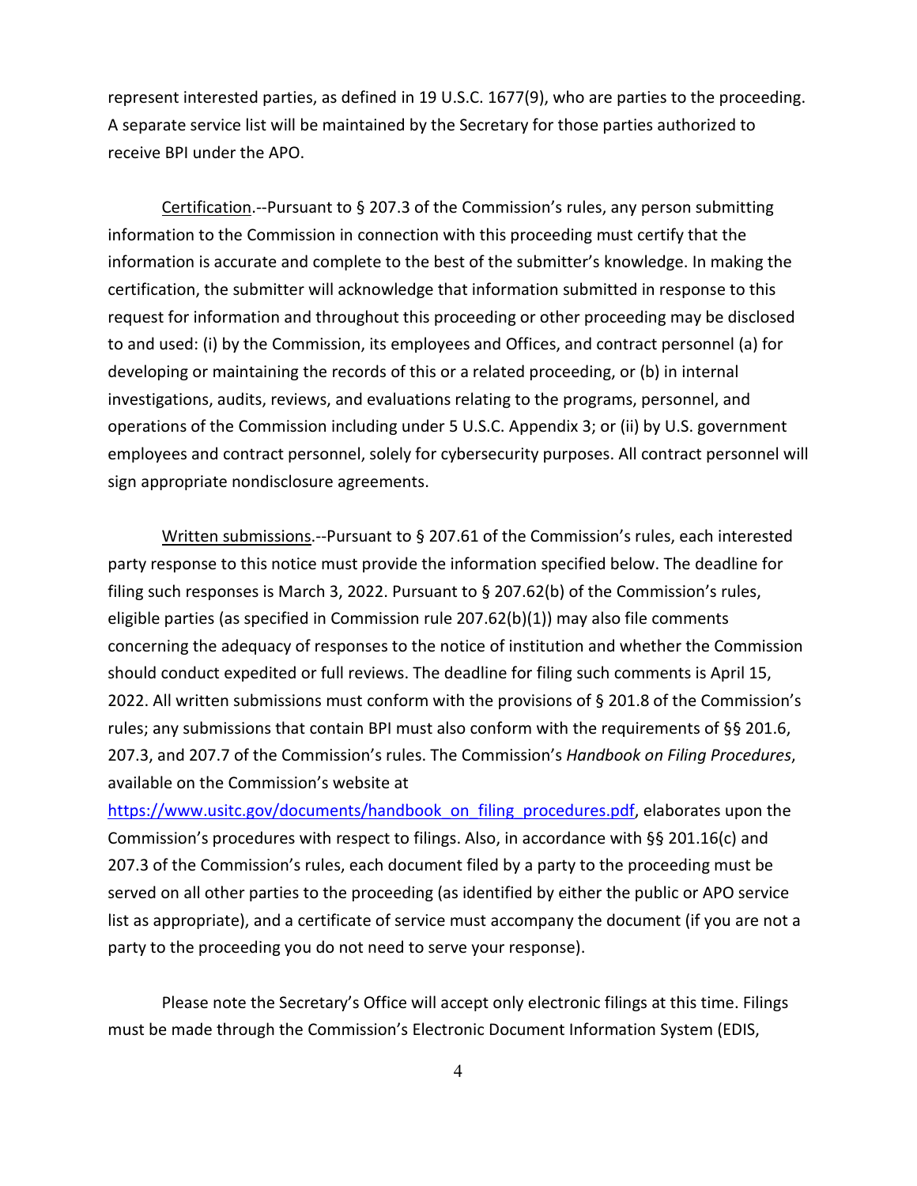represent interested parties, as defined in 19 U.S.C. 1677(9), who are parties to the proceeding. A separate service list will be maintained by the Secretary for those parties authorized to receive BPI under the APO.

Certification.--Pursuant to § 207.3 of the Commission's rules, any person submitting information to the Commission in connection with this proceeding must certify that the information is accurate and complete to the best of the submitter's knowledge. In making the certification, the submitter will acknowledge that information submitted in response to this request for information and throughout this proceeding or other proceeding may be disclosed to and used: (i) by the Commission, its employees and Offices, and contract personnel (a) for developing or maintaining the records of this or a related proceeding, or (b) in internal investigations, audits, reviews, and evaluations relating to the programs, personnel, and operations of the Commission including under 5 U.S.C. Appendix 3; or (ii) by U.S. government employees and contract personnel, solely for cybersecurity purposes. All contract personnel will sign appropriate nondisclosure agreements.

Written submissions.--Pursuant to § 207.61 of the Commission's rules, each interested party response to this notice must provide the information specified below. The deadline for filing such responses is March 3, 2022. Pursuant to § 207.62(b) of the Commission's rules, eligible parties (as specified in Commission rule 207.62(b)(1)) may also file comments concerning the adequacy of responses to the notice of institution and whether the Commission should conduct expedited or full reviews. The deadline for filing such comments is April 15, 2022. All written submissions must conform with the provisions of § 201.8 of the Commission's rules; any submissions that contain BPI must also conform with the requirements of §§ 201.6, 207.3, and 207.7 of the Commission's rules. The Commission's *Handbook on Filing Procedures*, available on the Commission's website at https://www.usitc.gov/documents/handbook_on_filing_procedures.pdf, elaborates upon the Commission's procedures with respect to filings. Also, in accordance with §§ 201.16(c) and 207.3 of the Commission's rules, each document filed by a party to the proceeding must be served on all other parties to the proceeding (as identified by either the public or APO service list as appropriate), and a certificate of service must accompany the document (if you are not a party to the proceeding you do not need to serve your response).

Please note the Secretary's Office will accept only electronic filings at this time. Filings must be made through the Commission's Electronic Document Information System (EDIS,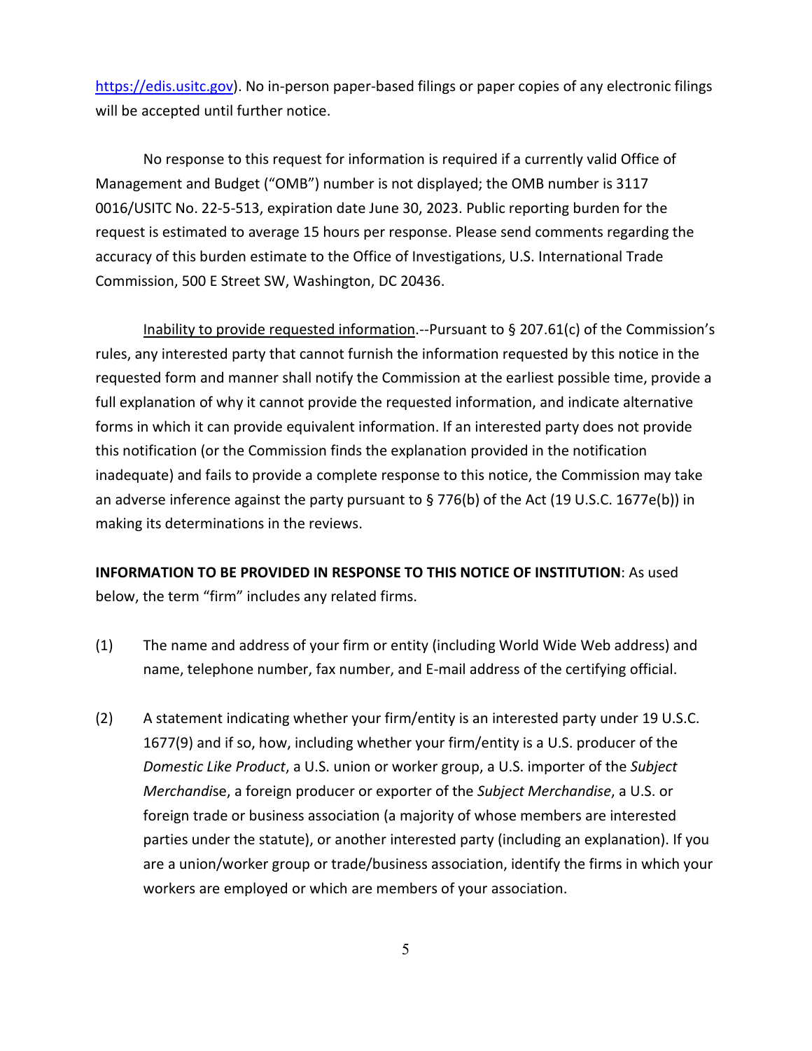https://edis.usitc.gov). No in-person paper-based filings or paper copies of any electronic filings will be accepted until further notice.

No response to this request for information is required if a currently valid Office of Management and Budget ("OMB") number is not displayed; the OMB number is 3117 0016/USITC No. 22-5-513, expiration date June 30, 2023. Public reporting burden for the request is estimated to average 15 hours per response. Please send comments regarding the accuracy of this burden estimate to the Office of Investigations, U.S. International Trade Commission, 500 E Street SW, Washington, DC 20436.

Inability to provide requested information.--Pursuant to § 207.61(c) of the Commission's rules, any interested party that cannot furnish the information requested by this notice in the requested form and manner shall notify the Commission at the earliest possible time, provide a full explanation of why it cannot provide the requested information, and indicate alternative forms in which it can provide equivalent information. If an interested party does not provide this notification (or the Commission finds the explanation provided in the notification inadequate) and fails to provide a complete response to this notice, the Commission may take an adverse inference against the party pursuant to § 776(b) of the Act (19 U.S.C. 1677e(b)) in making its determinations in the reviews.

**INFORMATION TO BE PROVIDED IN RESPONSE TO THIS NOTICE OF INSTITUTION**: As used below, the term "firm" includes any related firms.

(1) The name and address of your firm or entity (including World Wide Web address) and name, telephone number, fax number, and E-mail address of the certifying official.

(2) A statement indicating whether your firm/entity is an interested party under 19 U.S.C. 1677(9) and if so, how, including whether your firm/entity is a U.S. producer of the *Domestic Like Product*, a U.S. union or worker group, a U.S. importer of the *Subject Merchandise*, a foreign producer or exporter of the *Subject Merchandise*, a U.S. or foreign trade or business association (a majority of whose members are interested parties under the statute), or another interested party (including an explanation). If you are a union/worker group or trade/business association, identify the firms in which your workers are employed or which are members of your association.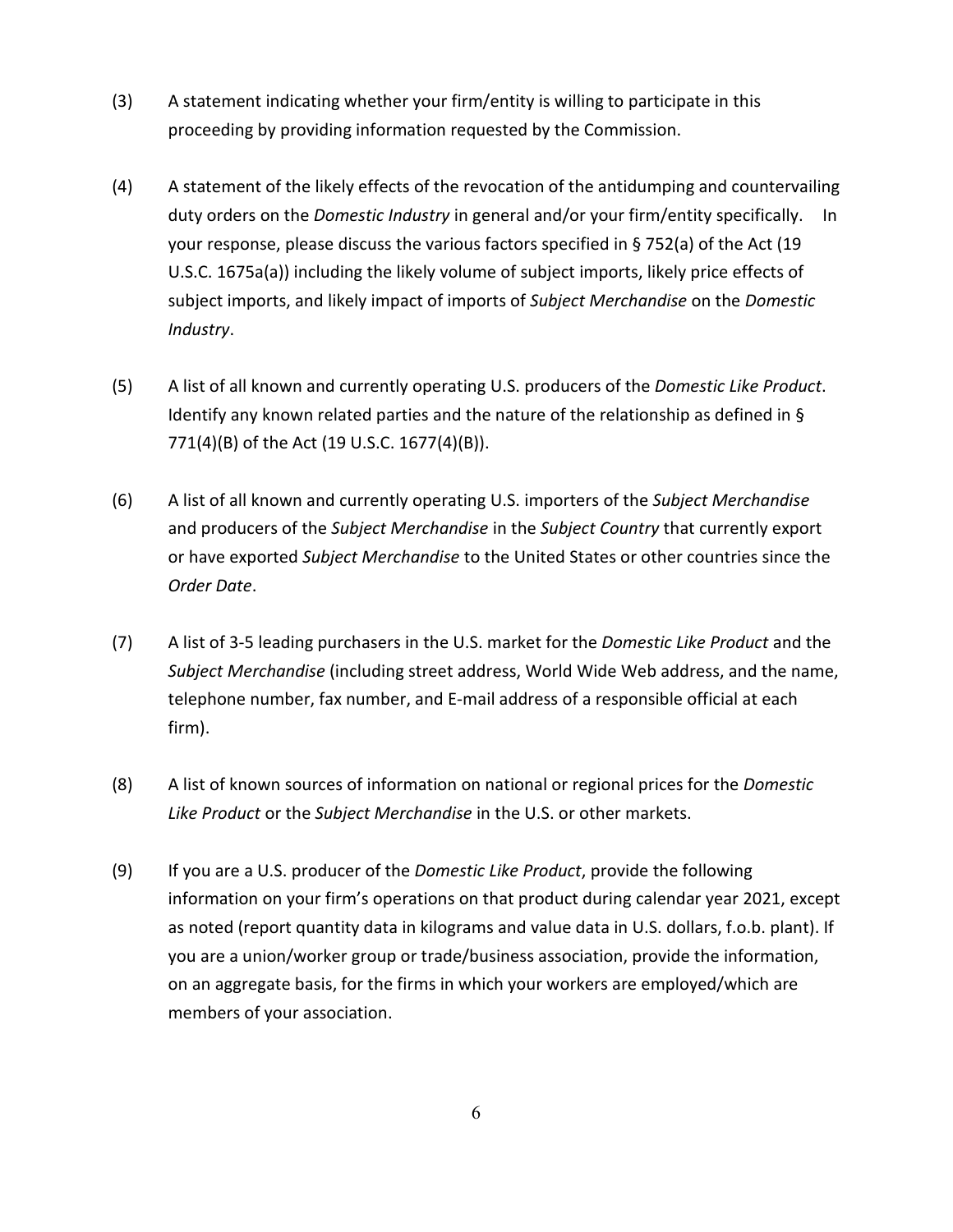(3) A statement indicating whether your firm/entity is willing to participate in this proceeding by providing information requested by the Commission.

(4) A statement of the likely effects of the revocation of the antidumping and countervailing duty orders on the *Domestic Industry* in general and/or your firm/entity specifically. In your response, please discuss the various factors specified in § 752(a) of the Act (19 U.S.C. 1675a(a)) including the likely volume of subject imports, likely price effects of subject imports, and likely impact of imports of *Subject Merchandise* on the *Domestic Industry*.

(5) A list of all known and currently operating U.S. producers of the *Domestic Like Product*. Identify any known related parties and the nature of the relationship as defined in § 771(4)(B) of the Act (19 U.S.C. 1677(4)(B)).

(6) A list of all known and currently operating U.S. importers of the *Subject Merchandise* and producers of the *Subject Merchandise* in the *Subject Country* that currently export or have exported *Subject Merchandise* to the United States or other countries since the *Order Date*.

(7) A list of 3-5 leading purchasers in the U.S. market for the *Domestic Like Product* and the *Subject Merchandise* (including street address, World Wide Web address, and the name, telephone number, fax number, and E-mail address of a responsible official at each firm).

(8) A list of known sources of information on national or regional prices for the *Domestic Like Product* or the *Subject Merchandise* in the U.S. or other markets.

(9) If you are a U.S. producer of the *Domestic Like Product*, provide the following information on your firm's operations on that product during calendar year 2021, except as noted (report quantity data in kilograms and value data in U.S. dollars, f.o.b. plant). If you are a union/worker group or trade/business association, provide the information, on an aggregate basis, for the firms in which your workers are employed/which are members of your association.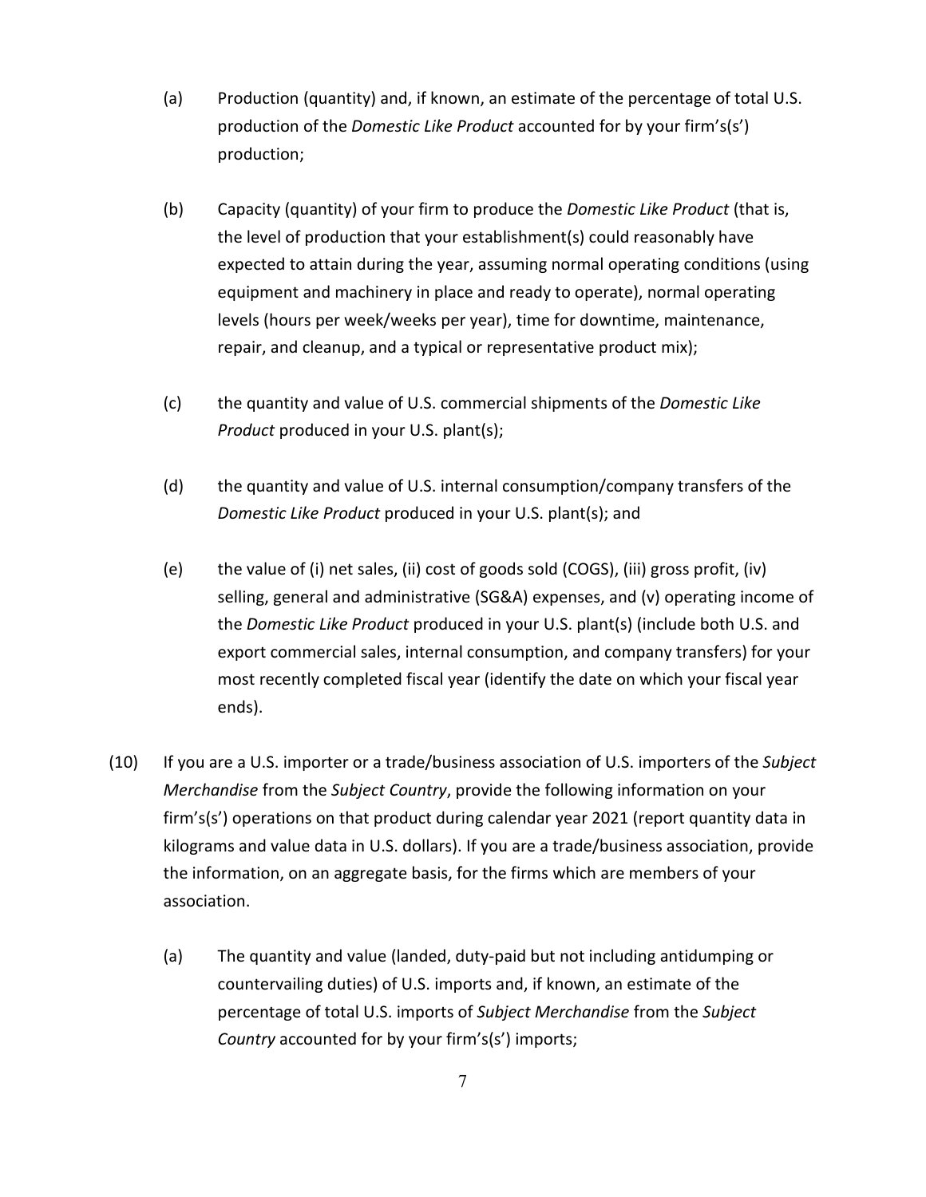(a) Production (quantity) and, if known, an estimate of the percentage of total U.S. production of the *Domestic Like Product* accounted for by your firm's(s') production;

(b) Capacity (quantity) of your firm to produce the *Domestic Like Product* (that is, the level of production that your establishment(s) could reasonably have expected to attain during the year, assuming normal operating conditions (using equipment and machinery in place and ready to operate), normal operating levels (hours per week/weeks per year), time for downtime, maintenance, repair, and cleanup, and a typical or representative product mix);

(c) the quantity and value of U.S. commercial shipments of the *Domestic Like Product* produced in your U.S. plant(s);

(d) the quantity and value of U.S. internal consumption/company transfers of the *Domestic Like Product* produced in your U.S. plant(s); and

(e) the value of (i) net sales, (ii) cost of goods sold (COGS), (iii) gross profit, (iv) selling, general and administrative (SG&A) expenses, and (v) operating income of the *Domestic Like Product* produced in your U.S. plant(s) (include both U.S. and export commercial sales, internal consumption, and company transfers) for your most recently completed fiscal year (identify the date on which your fiscal year ends).

(10) If you are a U.S. importer or a trade/business association of U.S. importers of the *Subject Merchandise* from the *Subject Country*, provide the following information on your firm's(s') operations on that product during calendar year 2021 (report quantity data in kilograms and value data in U.S. dollars). If you are a trade/business association, provide the information, on an aggregate basis, for the firms which are members of your association.

(a) The quantity and value (landed, duty-paid but not including antidumping or countervailing duties) of U.S. imports and, if known, an estimate of the percentage of total U.S. imports of *Subject Merchandise* from the *Subject Country* accounted for by your firm's(s') imports;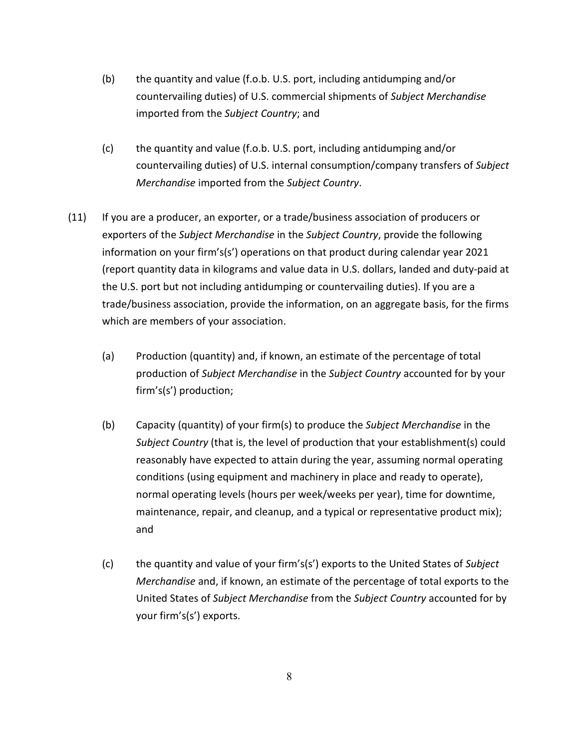(b) the quantity and value (f.o.b. U.S. port, including antidumping and/or countervailing duties) of U.S. commercial shipments of *Subject Merchandise* imported from the *Subject Country*; and

(c) the quantity and value (f.o.b. U.S. port, including antidumping and/or countervailing duties) of U.S. internal consumption/company transfers of *Subject Merchandise* imported from the *Subject Country*.

(11) If you are a producer, an exporter, or a trade/business association of producers or exporters of the *Subject Merchandise* in the *Subject Country*, provide the following information on your firm's(s') operations on that product during calendar year 2021 (report quantity data in kilograms and value data in U.S. dollars, landed and duty-paid at the U.S. port but not including antidumping or countervailing duties). If you are a trade/business association, provide the information, on an aggregate basis, for the firms which are members of your association.

(a) Production (quantity) and, if known, an estimate of the percentage of total production of *Subject Merchandise* in the *Subject Country* accounted for by your firm's(s') production;

(b) Capacity (quantity) of your firm(s) to produce the *Subject Merchandise* in the *Subject Country* (that is, the level of production that your establishment(s) could reasonably have expected to attain during the year, assuming normal operating conditions (using equipment and machinery in place and ready to operate), normal operating levels (hours per week/weeks per year), time for downtime, maintenance, repair, and cleanup, and a typical or representative product mix); and

(c) the quantity and value of your firm's(s') exports to the United States of *Subject Merchandise* and, if known, an estimate of the percentage of total exports to the United States of *Subject Merchandise* from the *Subject Country* accounted for by your firm's(s') exports.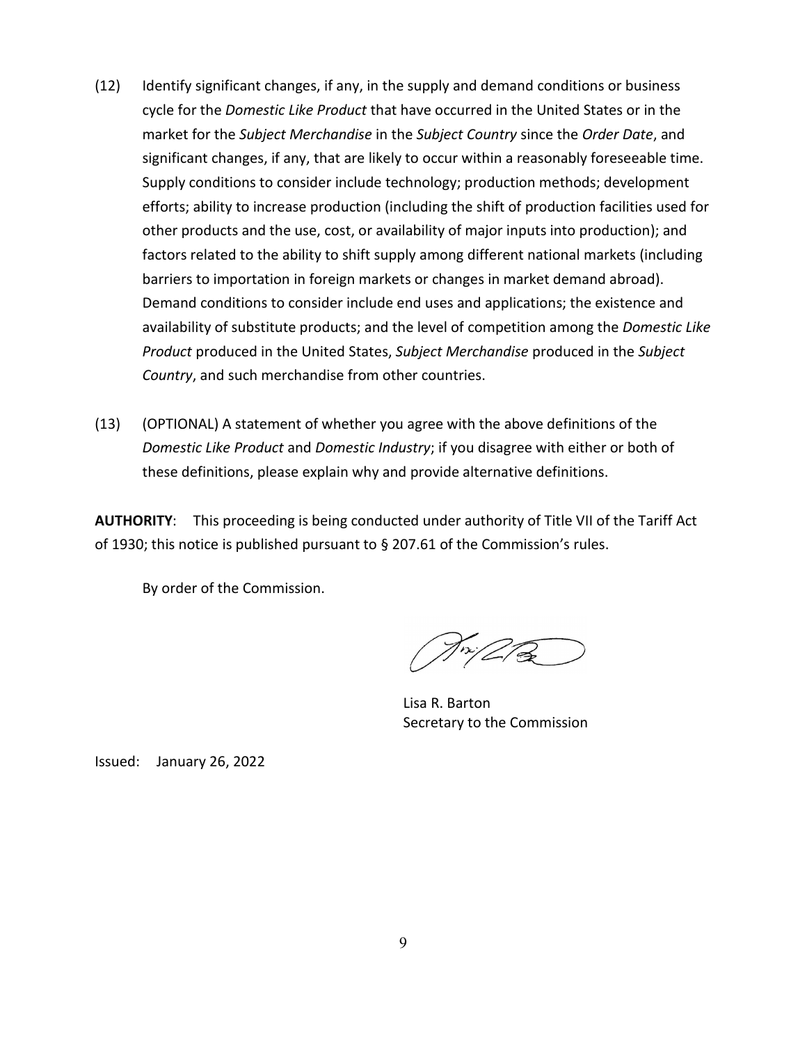(12) Identify significant changes, if any, in the supply and demand conditions or business cycle for the *Domestic Like Product* that have occurred in the United States or in the market for the *Subject Merchandise* in the *Subject Country* since the *Order Date*, and significant changes, if any, that are likely to occur within a reasonably foreseeable time. Supply conditions to consider include technology; production methods; development efforts; ability to increase production (including the shift of production facilities used for other products and the use, cost, or availability of major inputs into production); and factors related to the ability to shift supply among different national markets (including barriers to importation in foreign markets or changes in market demand abroad). Demand conditions to consider include end uses and applications; the existence and availability of substitute products; and the level of competition among the *Domestic Like Product* produced in the United States, *Subject Merchandise* produced in the *Subject Country*, and such merchandise from other countries.

(13) (OPTIONAL) A statement of whether you agree with the above definitions of the *Domestic Like Product* and *Domestic Industry*; if you disagree with either or both of these definitions, please explain why and provide alternative definitions.

**AUTHORITY**: This proceeding is being conducted under authority of Title VII of the Tariff Act of 1930; this notice is published pursuant to § 207.61 of the Commission's rules.

By order of the Commission.

Lisa R. Barton
Secretary to the Commission

Issued: January 26, 2022